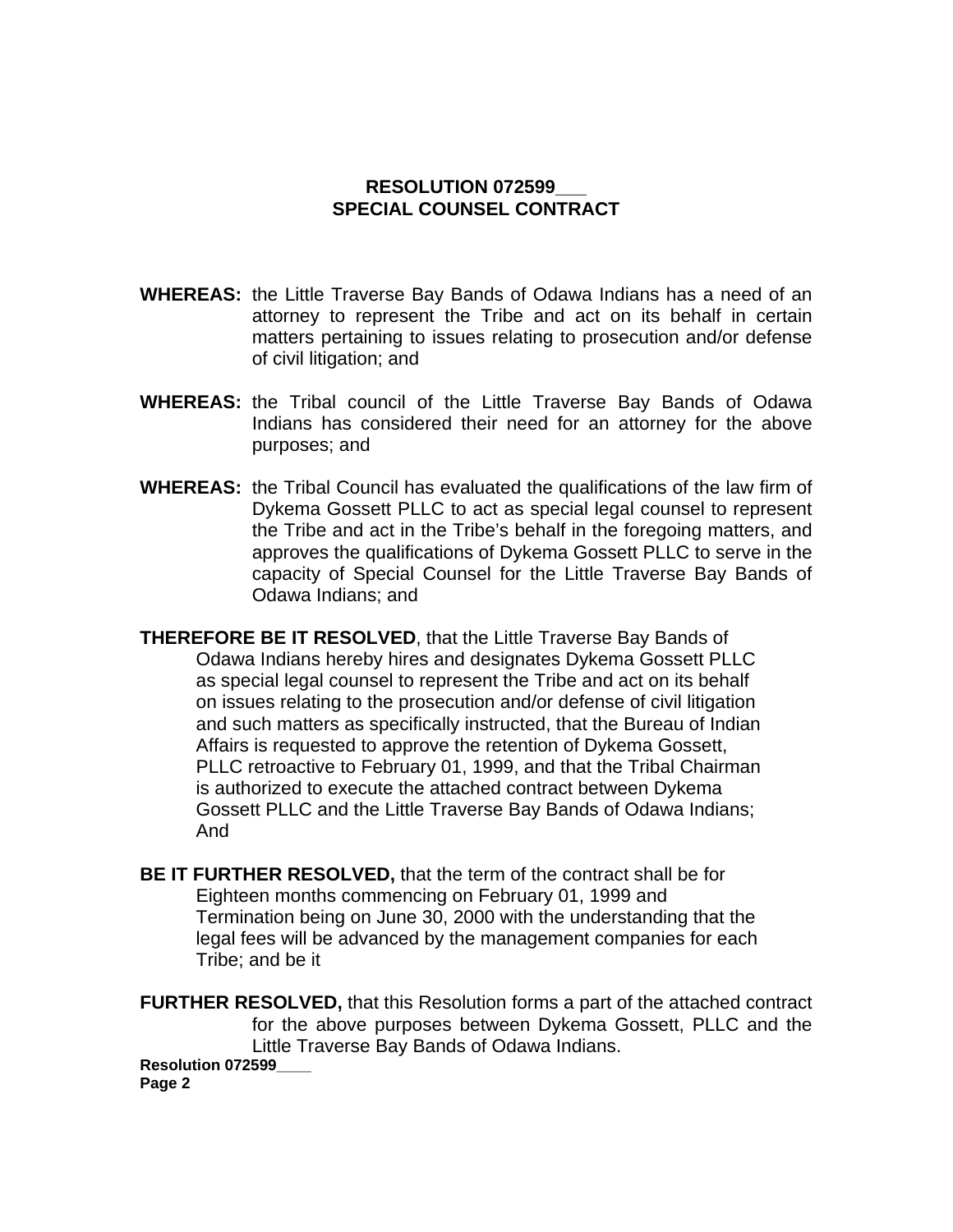**RESOLUTION 072599___**
**SPECIAL COUNSEL CONTRACT**

**WHEREAS:** the Little Traverse Bay Bands of Odawa Indians has a need of an attorney to represent the Tribe and act on its behalf in certain matters pertaining to issues relating to prosecution and/or defense of civil litigation; and

**WHEREAS:** the Tribal council of the Little Traverse Bay Bands of Odawa Indians has considered their need for an attorney for the above purposes; and

**WHEREAS:** the Tribal Council has evaluated the qualifications of the law firm of Dykema Gossett PLLC to act as special legal counsel to represent the Tribe and act in the Tribe's behalf in the foregoing matters, and approves the qualifications of Dykema Gossett PLLC to serve in the capacity of Special Counsel for the Little Traverse Bay Bands of Odawa Indians; and

**THEREFORE BE IT RESOLVED**, that the Little Traverse Bay Bands of Odawa Indians hereby hires and designates Dykema Gossett PLLC as special legal counsel to represent the Tribe and act on its behalf on issues relating to the prosecution and/or defense of civil litigation and such matters as specifically instructed, that the Bureau of Indian Affairs is requested to approve the retention of Dykema Gossett, PLLC retroactive to February 01, 1999, and that the Tribal Chairman is authorized to execute the attached contract between Dykema Gossett PLLC and the Little Traverse Bay Bands of Odawa Indians; And

**BE IT FURTHER RESOLVED,** that the term of the contract shall be for Eighteen months commencing on February 01, 1999 and Termination being on June 30, 2000 with the understanding that the legal fees will be advanced by the management companies for each Tribe; and be it

**FURTHER RESOLVED,** that this Resolution forms a part of the attached contract for the above purposes between Dykema Gossett, PLLC and the Little Traverse Bay Bands of Odawa Indians.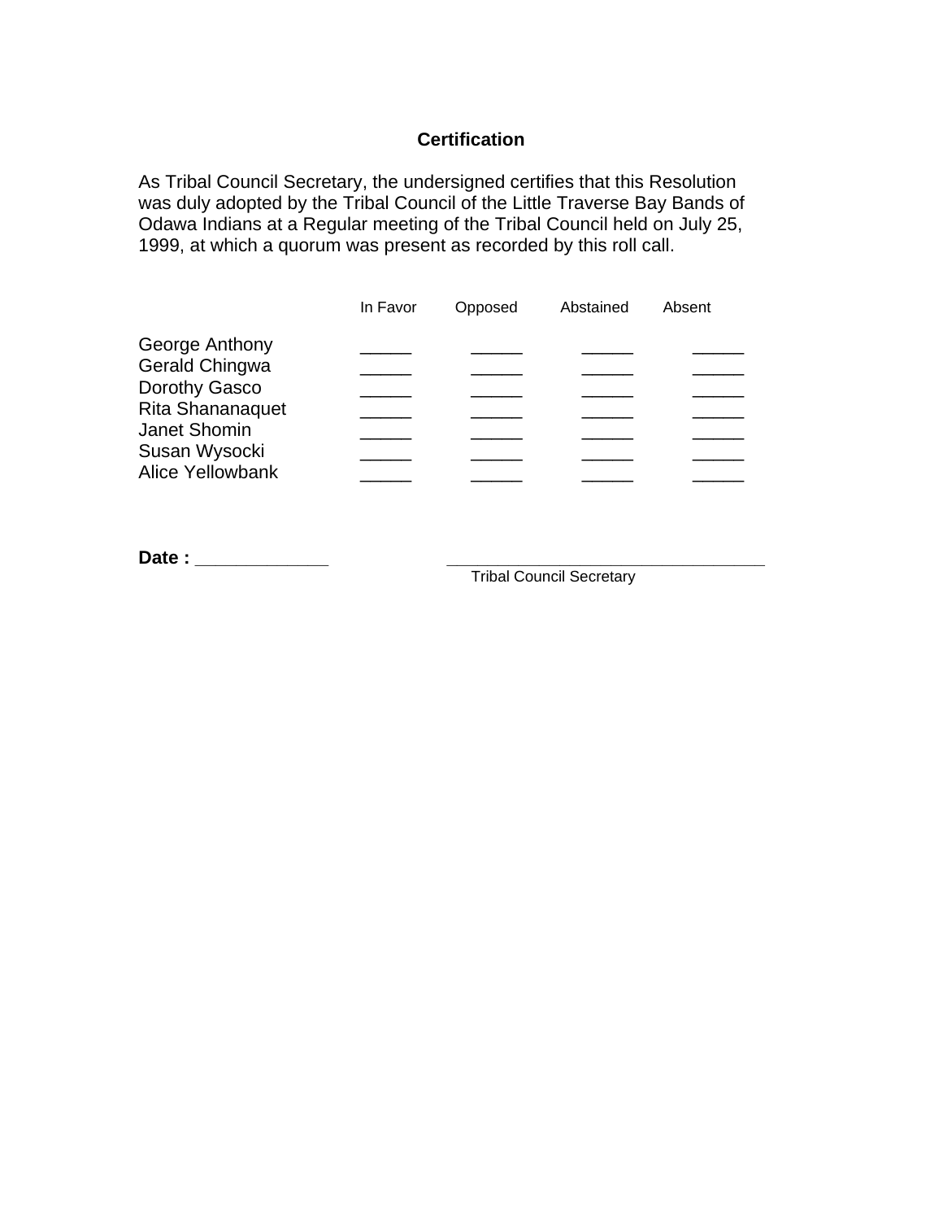## Certification

As Tribal Council Secretary, the undersigned certifies that this Resolution was duly adopted by the Tribal Council of the Little Traverse Bay Bands of Odawa Indians at a Regular meeting of the Tribal Council held on July 25, 1999, at which a quorum was present as recorded by this roll call.

| | In Favor | Opposed | Abstained | Absent |
|---|---|---|---|---|
| George Anthony | _____ | _____ | _____ | _____ |
| Gerald Chingwa | _____ | _____ | _____ | _____ |
| Dorothy Gasco | _____ | _____ | _____ | _____ |
| Rita Shananaquet | _____ | _____ | _____ | _____ |
| Janet Shomin | _____ | _____ | _____ | _____ |
| Susan Wysocki | _____ | _____ | _____ | _____ |
| Alice Yellowbank | _____ | _____ | _____ | _____ |

**Date : ____________**

__________________________________
Tribal Council Secretary